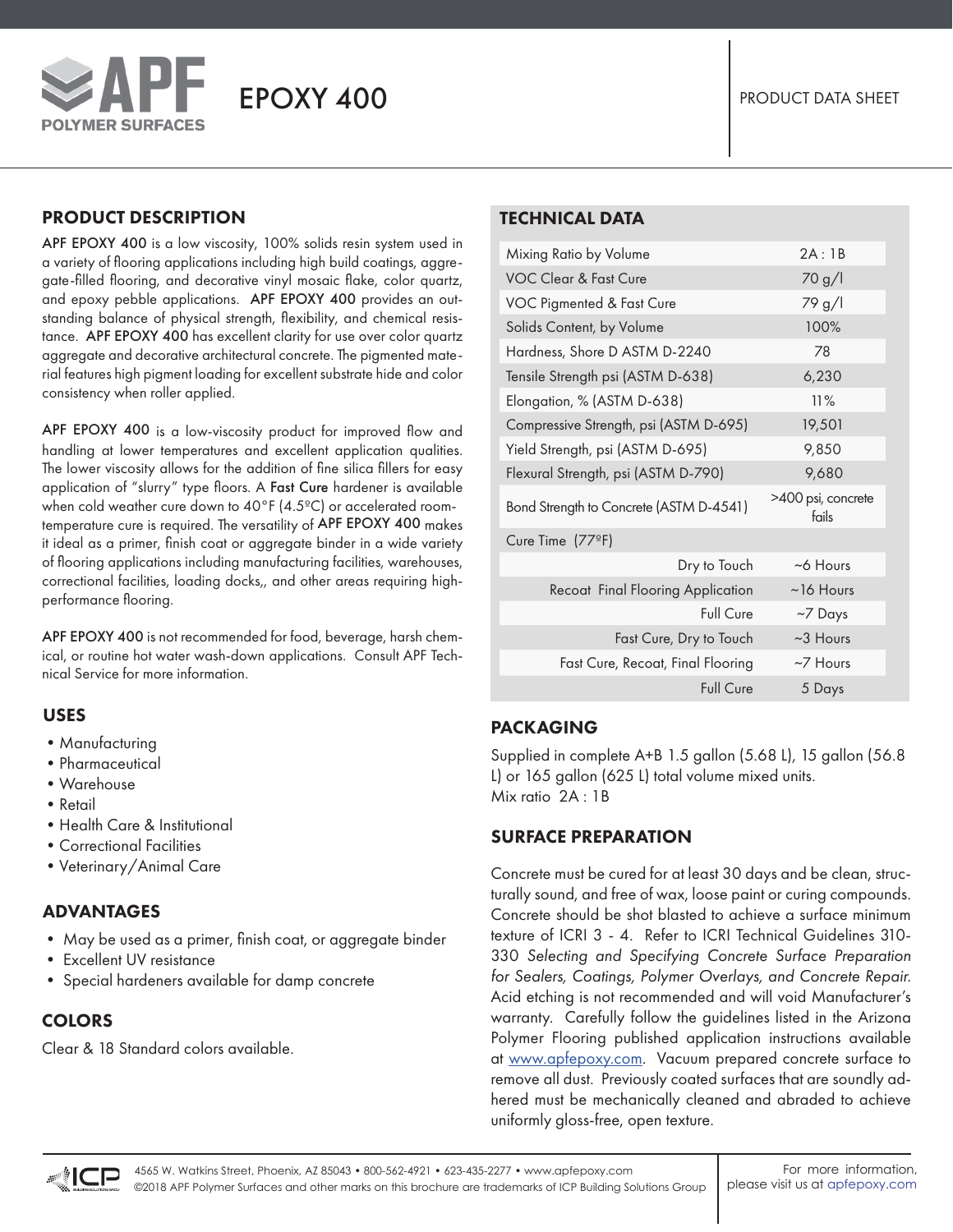# APF POLYMER SURFACES

# EPOXY 400

PRODUCT DATA SHEET

## PRODUCT DESCRIPTION

**APF EPOXY 400** is a low viscosity, 100% solids resin system used in a variety of flooring applications including high build coatings, aggregate-filled flooring, and decorative vinyl mosaic flake, color quartz, and epoxy pebble applications. **APF EPOXY 400** provides an outstanding balance of physical strength, flexibility, and chemical resistance. **APF EPOXY 400** has excellent clarity for use over color quartz aggregate and decorative architectural concrete. The pigmented material features high pigment loading for excellent substrate hide and color consistency when roller applied.

**APF EPOXY 400** is a low-viscosity product for improved flow and handling at lower temperatures and excellent application qualities. The lower viscosity allows for the addition of fine silica fillers for easy application of "slurry" type floors. A **Fast Cure** hardener is available when cold weather cure down to 40°F (4.5ºC) or accelerated room-temperature cure is required. The versatility of **APF EPOXY 400** makes it ideal as a primer, finish coat or aggregate binder in a wide variety of flooring applications including manufacturing facilities, warehouses, correctional facilities, loading docks,, and other areas requiring high-performance flooring.

**APF EPOXY 400** is not recommended for food, beverage, harsh chemical, or routine hot water wash-down applications. Consult APF Technical Service for more information.

## USES

- Manufacturing
- Pharmaceutical
- Warehouse
- Retail
- Health Care & Institutional
- Correctional Facilities
- Veterinary/Animal Care

## ADVANTAGES

- May be used as a primer, finish coat, or aggregate binder
- Excellent UV resistance
- Special hardeners available for damp concrete

## COLORS

Clear & 18 Standard colors available.

## TECHNICAL DATA

| Property | Value |
|---|---|
| Mixing Ratio by Volume | 2A : 1B |
| VOC Clear & Fast Cure | 70 g/l |
| VOC Pigmented & Fast Cure | 79 g/l |
| Solids Content, by Volume | 100% |
| Hardness, Shore D ASTM D-2240 | 78 |
| Tensile Strength psi (ASTM D-638) | 6,230 |
| Elongation, % (ASTM D-638) | 11% |
| Compressive Strength, psi (ASTM D-695) | 19,501 |
| Yield Strength, psi (ASTM D-695) | 9,850 |
| Flexural Strength, psi (ASTM D-790) | 9,680 |
| Bond Strength to Concrete (ASTM D-4541) | >400 psi, concrete fails |
| Cure Time (77°F) | |
| Dry to Touch | ~6 Hours |
| Recoat Final Flooring Application | ~16 Hours |
| Full Cure | ~7 Days |
| Fast Cure, Dry to Touch | ~3 Hours |
| Fast Cure, Recoat, Final Flooring | ~7 Hours |
| Full Cure | 5 Days |

## PACKAGING

Supplied in complete A+B 1.5 gallon (5.68 L), 15 gallon (56.8 L) or 165 gallon (625 L) total volume mixed units.
Mix ratio 2A : 1B

## SURFACE PREPARATION

Concrete must be cured for at least 30 days and be clean, structurally sound, and free of wax, loose paint or curing compounds. Concrete should be shot blasted to achieve a surface minimum texture of ICRI 3 - 4. Refer to ICRI Technical Guidelines 310-330 *Selecting and Specifying Concrete Surface Preparation for Sealers, Coatings, Polymer Overlays, and Concrete Repair.* Acid etching is not recommended and will void Manufacturer's warranty. Carefully follow the guidelines listed in the Arizona Polymer Flooring published application instructions available at www.apfepoxy.com. Vacuum prepared concrete surface to remove all dust. Previously coated surfaces that are soundly adhered must be mechanically cleaned and abraded to achieve uniformly gloss-free, open texture.

4565 W. Watkins Street, Phoenix, AZ 85043 • 800-562-4921 • 623-435-2277 • www.apfepoxy.com
©2018 APF Polymer Surfaces and other marks on this brochure are trademarks of ICP Building Solutions Group

For more information, please visit us at apfepoxy.com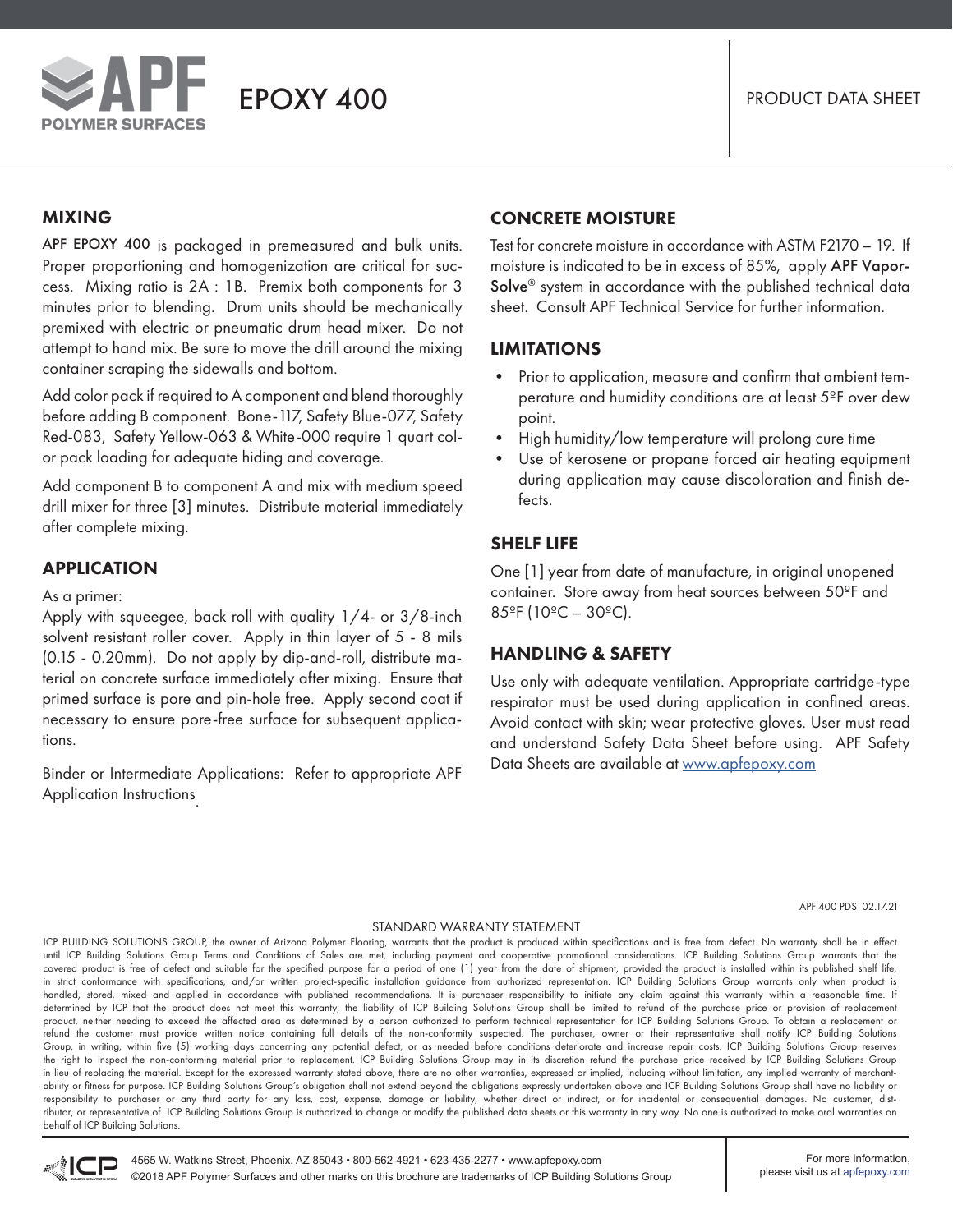# EPOXY 400

PRODUCT DATA SHEET

## MIXING

APF EPOXY 400 is packaged in premeasured and bulk units. Proper proportioning and homogenization are critical for success. Mixing ratio is 2A : 1B. Premix both components for 3 minutes prior to blending. Drum units should be mechanically premixed with electric or pneumatic drum head mixer. Do not attempt to hand mix. Be sure to move the drill around the mixing container scraping the sidewalls and bottom.

Add color pack if required to A component and blend thoroughly before adding B component. Bone-117, Safety Blue-077, Safety Red-083, Safety Yellow-063 & White-000 require 1 quart color pack loading for adequate hiding and coverage.

Add component B to component A and mix with medium speed drill mixer for three [3] minutes. Distribute material immediately after complete mixing.

## APPLICATION

As a primer:
Apply with squeegee, back roll with quality 1/4- or 3/8-inch solvent resistant roller cover. Apply in thin layer of 5 - 8 mils (0.15 - 0.20mm). Do not apply by dip-and-roll, distribute material on concrete surface immediately after mixing. Ensure that primed surface is pore and pin-hole free. Apply second coat if necessary to ensure pore-free surface for subsequent applications.

Binder or Intermediate Applications: Refer to appropriate APF Application Instructions.

## CONCRETE MOISTURE

Test for concrete moisture in accordance with ASTM F2170 – 19. If moisture is indicated to be in excess of 85%, apply **APF Vapor-Solve®** system in accordance with the published technical data sheet. Consult APF Technical Service for further information.

## LIMITATIONS

- Prior to application, measure and confirm that ambient temperature and humidity conditions are at least 5ºF over dew point.
- High humidity/low temperature will prolong cure time
- Use of kerosene or propane forced air heating equipment during application may cause discoloration and finish defects.

## SHELF LIFE

One [1] year from date of manufacture, in original unopened container. Store away from heat sources between 50ºF and 85ºF (10ºC – 30ºC).

## HANDLING & SAFETY

Use only with adequate ventilation. Appropriate cartridge-type respirator must be used during application in confined areas. Avoid contact with skin; wear protective gloves. User must read and understand Safety Data Sheet before using. APF Safety Data Sheets are available at www.apfepoxy.com

APF 400 PDS 02.17.21

### STANDARD WARRANTY STATEMENT

ICP BUILDING SOLUTIONS GROUP, the owner of Arizona Polymer Flooring, warrants that the product is produced within specifications and is free from defect. No warranty shall be in effect until ICP Building Solutions Group Terms and Conditions of Sales are met, including payment and cooperative promotional considerations. ICP Building Solutions Group warrants that the covered product is free of defect and suitable for the specified purpose for a period of one (1) year from the date of shipment, provided the product is installed within its published shelf life, in strict conformance with specifications, and/or written project-specific installation guidance from authorized representation. ICP Building Solutions Group warrants only when product is handled, stored, mixed and applied in accordance with published recommendations. It is purchaser responsibility to initiate any claim against this warranty within a reasonable time. If determined by ICP that the product does not meet this warranty, the liability of ICP Building Solutions Group shall be limited to refund of the purchase price or provision of replacement product, neither needing to exceed the affected area as determined by a person authorized to perform technical representation for ICP Building Solutions Group. To obtain a replacement or refund the customer must provide written notice containing full details of the non-conformity suspected. The purchaser, owner or their representative shall notify ICP Building Solutions Group, in writing, within five (5) working days concerning any potential defect, or as needed before conditions deteriorate and increase repair costs. ICP Building Solutions Group reserves the right to inspect the non-conforming material prior to replacement. ICP Building Solutions Group may in its discretion refund the purchase price received by ICP Building Solutions Group in lieu of replacing the material. Except for the expressed warranty stated above, there are no other warranties, expressed or implied, including without limitation, any implied warranty of merchantability or fitness for purpose. ICP Building Solutions Group's obligation shall not extend beyond the obligations expressly undertaken above and ICP Building Solutions Group shall have no liability or responsibility to purchaser or any third party for any loss, cost, expense, damage or liability, whether direct or indirect, or for incidental or consequential damages. No customer, distributor, or representative of ICP Building Solutions Group is authorized to change or modify the published data sheets or this warranty in any way. No one is authorized to make oral warranties on behalf of ICP Building Solutions.

4565 W. Watkins Street, Phoenix, AZ 85043 • 800-562-4921 • 623-435-2277 • www.apfepoxy.com
©2018 APF Polymer Surfaces and other marks on this brochure are trademarks of ICP Building Solutions Group

For more information, please visit us at apfepoxy.com